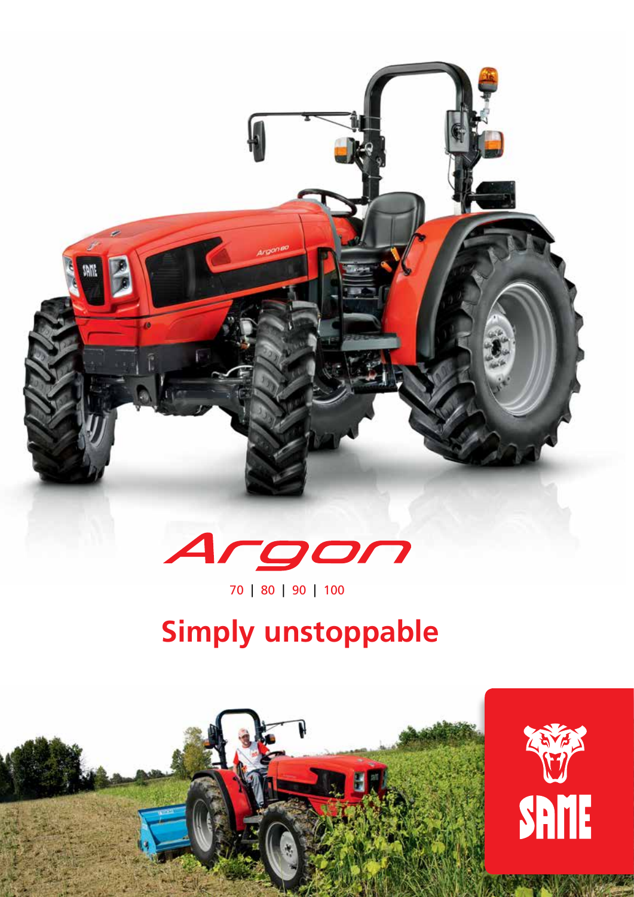# Argon

70 | 80 | 90 | 100

## Simply unstoppable

SAME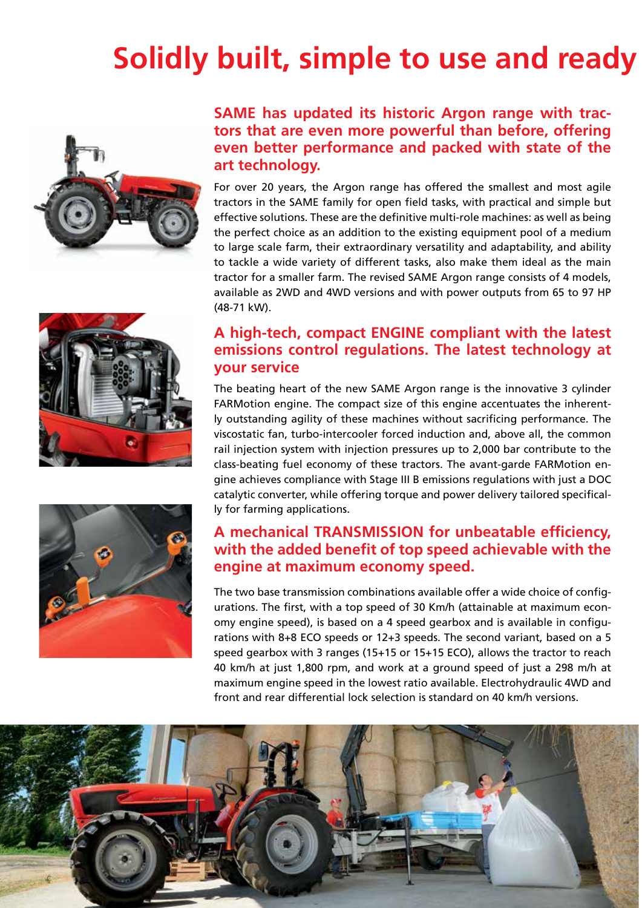# Solidly built, simple to use and ready

## SAME has updated its historic Argon range with tractors that are even more powerful than before, offering even better performance and packed with state of the art technology.

For over 20 years, the Argon range has offered the smallest and most agile tractors in the SAME family for open field tasks, with practical and simple but effective solutions. These are the definitive multi-role machines: as well as being the perfect choice as an addition to the existing equipment pool of a medium to large scale farm, their extraordinary versatility and adaptability, and ability to tackle a wide variety of different tasks, also make them ideal as the main tractor for a smaller farm. The revised SAME Argon range consists of 4 models, available as 2WD and 4WD versions and with power outputs from 65 to 97 HP (48-71 kW).

## A high-tech, compact ENGINE compliant with the latest emissions control regulations. The latest technology at your service

The beating heart of the new SAME Argon range is the innovative 3 cylinder FARMotion engine. The compact size of this engine accentuates the inherently outstanding agility of these machines without sacrificing performance. The viscostatic fan, turbo-intercooler forced induction and, above all, the common rail injection system with injection pressures up to 2,000 bar contribute to the class-beating fuel economy of these tractors. The avant-garde FARMotion engine achieves compliance with Stage III B emissions regulations with just a DOC catalytic converter, while offering torque and power delivery tailored specifically for farming applications.

## A mechanical TRANSMISSION for unbeatable efficiency, with the added benefit of top speed achievable with the engine at maximum economy speed.

The two base transmission combinations available offer a wide choice of configurations. The first, with a top speed of 30 Km/h (attainable at maximum economy engine speed), is based on a 4 speed gearbox and is available in configurations with 8+8 ECO speeds or 12+3 speeds. The second variant, based on a 5 speed gearbox with 3 ranges (15+15 or 15+15 ECO), allows the tractor to reach 40 km/h at just 1,800 rpm, and work at a ground speed of just a 298 m/h at maximum engine speed in the lowest ratio available. Electrohydraulic 4WD and front and rear differential lock selection is standard on 40 km/h versions.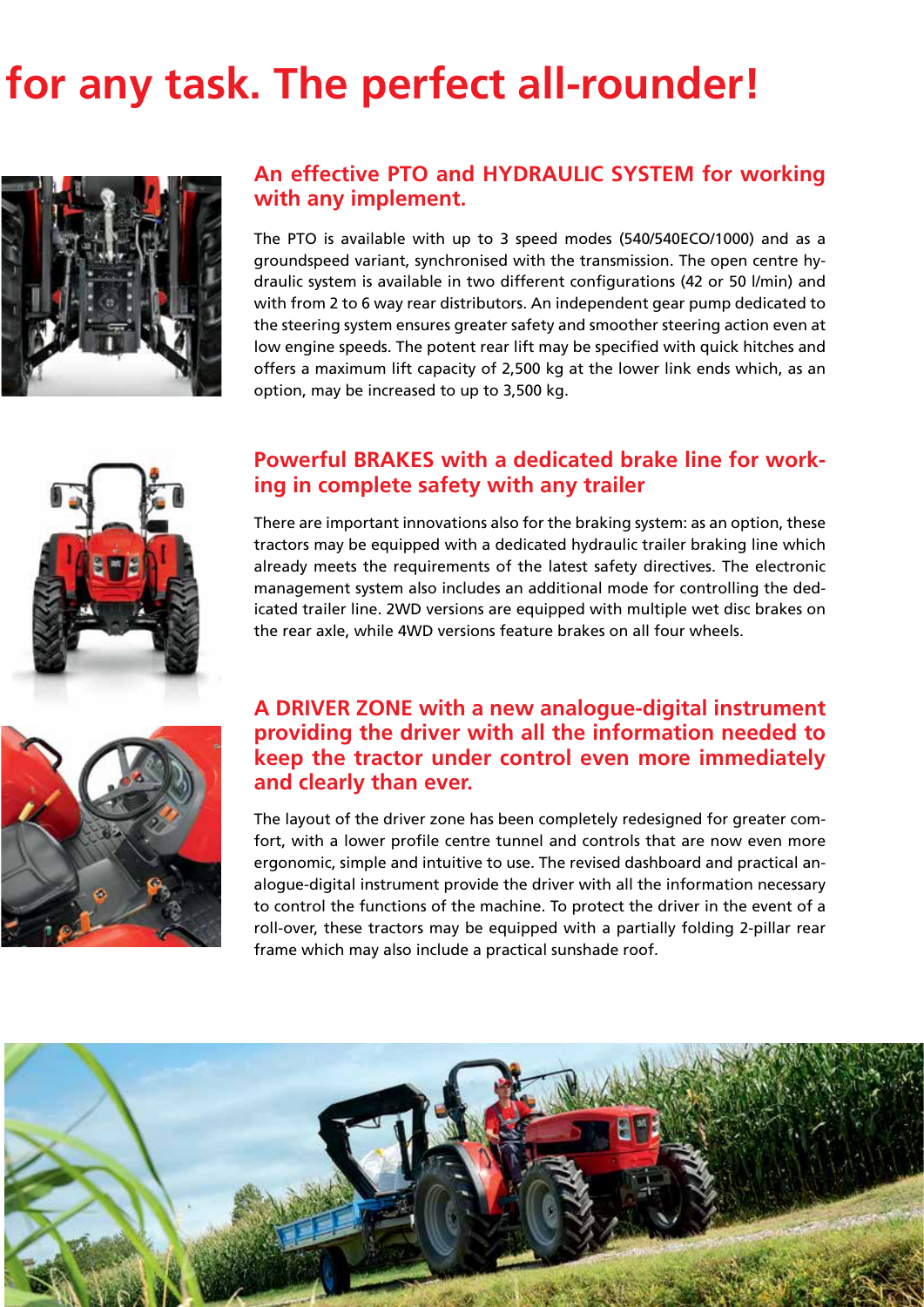# for any task. The perfect all-rounder!

## An effective PTO and HYDRAULIC SYSTEM for working with any implement.

The PTO is available with up to 3 speed modes (540/540ECO/1000) and as a groundspeed variant, synchronised with the transmission. The open centre hydraulic system is available in two different configurations (42 or 50 l/min) and with from 2 to 6 way rear distributors. An independent gear pump dedicated to the steering system ensures greater safety and smoother steering action even at low engine speeds. The potent rear lift may be specified with quick hitches and offers a maximum lift capacity of 2,500 kg at the lower link ends which, as an option, may be increased to up to 3,500 kg.

## Powerful BRAKES with a dedicated brake line for working in complete safety with any trailer

There are important innovations also for the braking system: as an option, these tractors may be equipped with a dedicated hydraulic trailer braking line which already meets the requirements of the latest safety directives. The electronic management system also includes an additional mode for controlling the dedicated trailer line. 2WD versions are equipped with multiple wet disc brakes on the rear axle, while 4WD versions feature brakes on all four wheels.

## A DRIVER ZONE with a new analogue-digital instrument providing the driver with all the information needed to keep the tractor under control even more immediately and clearly than ever.

The layout of the driver zone has been completely redesigned for greater comfort, with a lower profile centre tunnel and controls that are now even more ergonomic, simple and intuitive to use. The revised dashboard and practical analogue-digital instrument provide the driver with all the information necessary to control the functions of the machine. To protect the driver in the event of a roll-over, these tractors may be equipped with a partially folding 2-pillar rear frame which may also include a practical sunshade roof.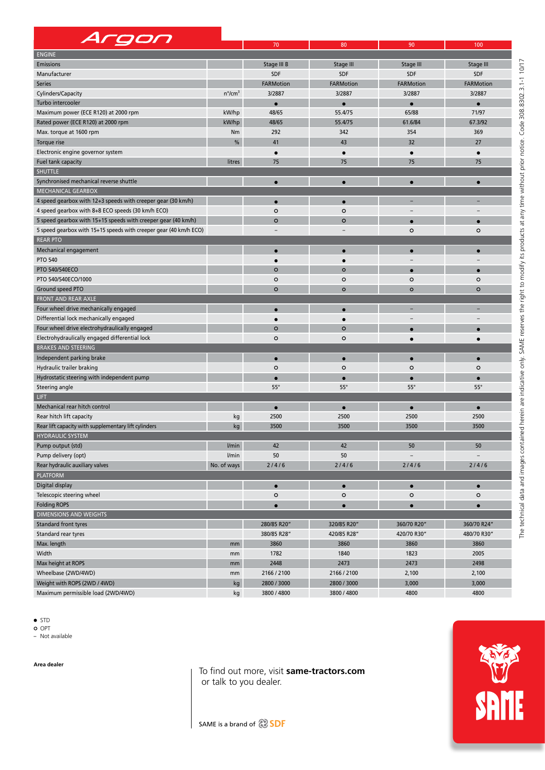# Argon

| | | 70 | 80 | 90 | 100 |
|---|---|---|---|---|---|
| **ENGINE** | | | | | |
| Emissions | | Stage III B | Stage III | Stage III | Stage III |
| Manufacturer | | SDF | SDF | SDF | SDF |
| Series | | FARMotion | FARMotion | FARMotion | FARMotion |
| Cylinders/Capacity | n°/cm³ | 3/2887 | 3/2887 | 3/2887 | 3/2887 |
| Turbo intercooler | | ● | ● | ● | ● |
| Maximum power (ECE R120) at 2000 rpm | kW/hp | 48/65 | 55.4/75 | 65/88 | 71/97 |
| Rated power (ECE R120) at 2000 rpm | kW/hp | 48/65 | 55.4/75 | 61.6/84 | 67.3/92 |
| Max. torque at 1600 rpm | Nm | 292 | 342 | 354 | 369 |
| Torque rise | % | 41 | 43 | 32 | 27 |
| Electronic engine governor system | | ● | ● | ● | ● |
| Fuel tank capacity | litres | 75 | 75 | 75 | 75 |
| **SHUTTLE** | | | | | |
| Synchronised mechanical reverse shuttle | | ● | ● | ● | ● |
| **MECHANICAL GEARBOX** | | | | | |
| 4 speed gearbox with 12+3 speeds with creeper gear (30 km/h) | | ● | ● | – | – |
| 4 speed gearbox with 8+8 ECO speeds (30 km/h ECO) | | ○ | ○ | – | – |
| 5 speed gearbox with 15+15 speeds with creeper gear (40 km/h) | | ○ | ○ | ● | ● |
| 5 speed gearbox with 15+15 speeds with creeper gear (40 km/h ECO) | | – | – | ○ | ○ |
| **REAR PTO** | | | | | |
| Mechanical engagement | | ● | ● | ● | ● |
| PTO 540 | | ● | ● | – | – |
| PTO 540/540ECO | | ○ | ○ | ● | ● |
| PTO 540/540ECO/1000 | | ○ | ○ | ○ | ○ |
| Ground speed PTO | | ○ | ○ | ○ | ○ |
| **FRONT AND REAR AXLE** | | | | | |
| Four wheel drive mechanically engaged | | ● | ● | – | – |
| Differential lock mechanically engaged | | ● | ● | – | – |
| Four wheel drive electrohydraulically engaged | | ○ | ○ | ● | ● |
| Electrohydraulically engaged differential lock | | ○ | ○ | ● | ● |
| **BRAKES AND STEERING** | | | | | |
| Independent parking brake | | ● | ● | ● | ● |
| Hydraulic trailer braking | | ○ | ○ | ○ | ○ |
| Hydrostatic steering with independent pump | | ● | ● | ● | ● |
| Steering angle | | 55° | 55° | 55° | 55° |
| **LIFT** | | | | | |
| Mechanical rear hitch control | | ● | ● | ● | ● |
| Rear hitch lift capacity | kg | 2500 | 2500 | 2500 | 2500 |
| Rear lift capacity with supplementary lift cylinders | kg | 3500 | 3500 | 3500 | 3500 |
| **HYDRAULIC SYSTEM** | | | | | |
| Pump output (std) | l/min | 42 | 42 | 50 | 50 |
| Pump delivery (opt) | l/min | 50 | 50 | – | – |
| Rear hydraulic auxiliary valves | No. of ways | 2 / 4 / 6 | 2 / 4 / 6 | 2 / 4 / 6 | 2 / 4 / 6 |
| **PLATFORM** | | | | | |
| Digital display | | ● | ● | ● | ● |
| Telescopic steering wheel | | ○ | ○ | ○ | ○ |
| Folding ROPS | | ● | ● | ● | ● |
| **DIMENSIONS AND WEIGHTS** | | | | | |
| Standard front tyres | | 280/85 R20" | 320/85 R20" | 360/70 R20" | 360/70 R24" |
| Standard rear tyres | | 380/85 R28" | 420/85 R28" | 420/70 R30" | 480/70 R30" |
| Max. length | mm | 3860 | 3860 | 3860 | 3860 |
| Width | mm | 1782 | 1840 | 1823 | 2005 |
| Max height at ROPS | mm | 2448 | 2473 | 2473 | 2498 |
| Wheelbase (2WD/4WD) | mm | 2166 / 2100 | 2166 / 2100 | 2,100 | 2,100 |
| Weight with ROPS (2WD / 4WD) | kg | 2800 / 3000 | 2800 / 3000 | 3,000 | 3,000 |
| Maximum permissible load (2WD/4WD) | kg | 3800 / 4800 | 3800 / 4800 | 4800 | 4800 |

● STD
○ OPT
– Not available

The technical data and images contained herein are indicative only. SAME reserves the right to modify its products at any time without prior notice. Code 308.8302.3.1-1 10/17

**Area dealer**

To find out more, visit **same-tractors.com** or talk to you dealer.

SAME is a brand of SDF

SAME